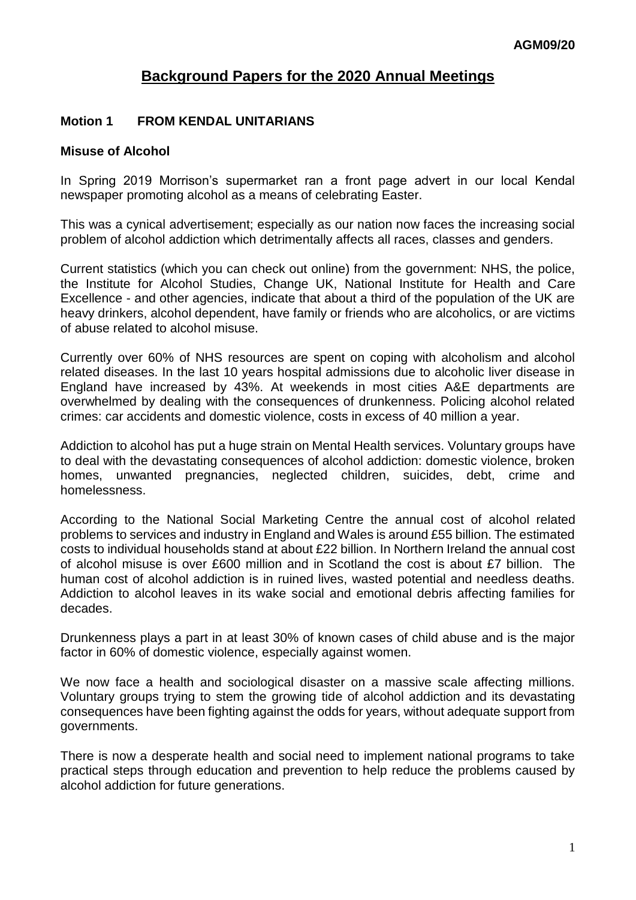AGM09/20

# Background Papers for the 2020 Annual Meetings

## Motion 1 FROM KENDAL UNITARIANS

### Misuse of Alcohol

In Spring 2019 Morrison's supermarket ran a front page advert in our local Kendal newspaper promoting alcohol as a means of celebrating Easter.

This was a cynical advertisement; especially as our nation now faces the increasing social problem of alcohol addiction which detrimentally affects all races, classes and genders.

Current statistics (which you can check out online) from the government: NHS, the police, the Institute for Alcohol Studies, Change UK, National Institute for Health and Care Excellence - and other agencies, indicate that about a third of the population of the UK are heavy drinkers, alcohol dependent, have family or friends who are alcoholics, or are victims of abuse related to alcohol misuse.

Currently over 60% of NHS resources are spent on coping with alcoholism and alcohol related diseases. In the last 10 years hospital admissions due to alcoholic liver disease in England have increased by 43%. At weekends in most cities A&E departments are overwhelmed by dealing with the consequences of drunkenness. Policing alcohol related crimes: car accidents and domestic violence, costs in excess of 40 million a year.

Addiction to alcohol has put a huge strain on Mental Health services. Voluntary groups have to deal with the devastating consequences of alcohol addiction: domestic violence, broken homes, unwanted pregnancies, neglected children, suicides, debt, crime and homelessness.

According to the National Social Marketing Centre the annual cost of alcohol related problems to services and industry in England and Wales is around £55 billion. The estimated costs to individual households stand at about £22 billion. In Northern Ireland the annual cost of alcohol misuse is over £600 million and in Scotland the cost is about £7 billion. The human cost of alcohol addiction is in ruined lives, wasted potential and needless deaths. Addiction to alcohol leaves in its wake social and emotional debris affecting families for decades.

Drunkenness plays a part in at least 30% of known cases of child abuse and is the major factor in 60% of domestic violence, especially against women.

We now face a health and sociological disaster on a massive scale affecting millions. Voluntary groups trying to stem the growing tide of alcohol addiction and its devastating consequences have been fighting against the odds for years, without adequate support from governments.

There is now a desperate health and social need to implement national programs to take practical steps through education and prevention to help reduce the problems caused by alcohol addiction for future generations.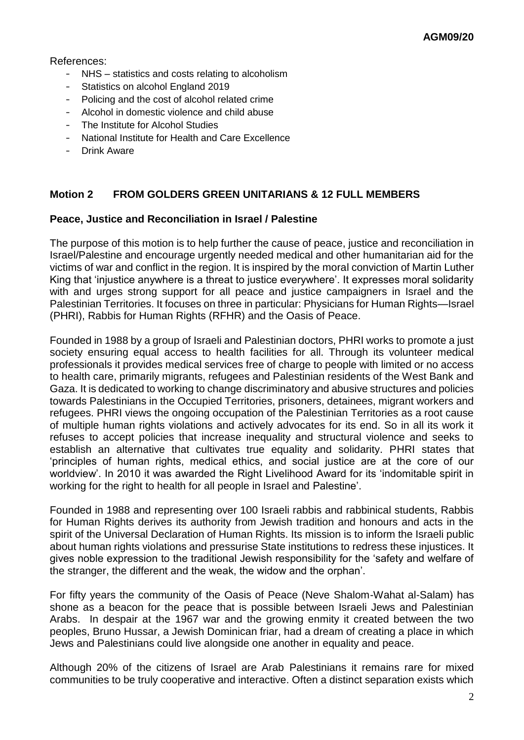References:

- NHS – statistics and costs relating to alcoholism
- Statistics on alcohol England 2019
- Policing and the cost of alcohol related crime
- Alcohol in domestic violence and child abuse
- The Institute for Alcohol Studies
- National Institute for Health and Care Excellence
- Drink Aware

## Motion 2 FROM GOLDERS GREEN UNITARIANS & 12 FULL MEMBERS

### Peace, Justice and Reconciliation in Israel / Palestine

The purpose of this motion is to help further the cause of peace, justice and reconciliation in Israel/Palestine and encourage urgently needed medical and other humanitarian aid for the victims of war and conflict in the region. It is inspired by the moral conviction of Martin Luther King that 'injustice anywhere is a threat to justice everywhere'. It expresses moral solidarity with and urges strong support for all peace and justice campaigners in Israel and the Palestinian Territories. It focuses on three in particular: Physicians for Human Rights—Israel (PHRI), Rabbis for Human Rights (RFHR) and the Oasis of Peace.

Founded in 1988 by a group of Israeli and Palestinian doctors, PHRI works to promote a just society ensuring equal access to health facilities for all. Through its volunteer medical professionals it provides medical services free of charge to people with limited or no access to health care, primarily migrants, refugees and Palestinian residents of the West Bank and Gaza. It is dedicated to working to change discriminatory and abusive structures and policies towards Palestinians in the Occupied Territories, prisoners, detainees, migrant workers and refugees. PHRI views the ongoing occupation of the Palestinian Territories as a root cause of multiple human rights violations and actively advocates for its end. So in all its work it refuses to accept policies that increase inequality and structural violence and seeks to establish an alternative that cultivates true equality and solidarity. PHRI states that 'principles of human rights, medical ethics, and social justice are at the core of our worldview'. In 2010 it was awarded the Right Livelihood Award for its 'indomitable spirit in working for the right to health for all people in Israel and Palestine'.

Founded in 1988 and representing over 100 Israeli rabbis and rabbinical students, Rabbis for Human Rights derives its authority from Jewish tradition and honours and acts in the spirit of the Universal Declaration of Human Rights. Its mission is to inform the Israeli public about human rights violations and pressurise State institutions to redress these injustices. It gives noble expression to the traditional Jewish responsibility for the 'safety and welfare of the stranger, the different and the weak, the widow and the orphan'.

For fifty years the community of the Oasis of Peace (Neve Shalom-Wahat al-Salam) has shone as a beacon for the peace that is possible between Israeli Jews and Palestinian Arabs. In despair at the 1967 war and the growing enmity it created between the two peoples, Bruno Hussar, a Jewish Dominican friar, had a dream of creating a place in which Jews and Palestinians could live alongside one another in equality and peace.

Although 20% of the citizens of Israel are Arab Palestinians it remains rare for mixed communities to be truly cooperative and interactive. Often a distinct separation exists which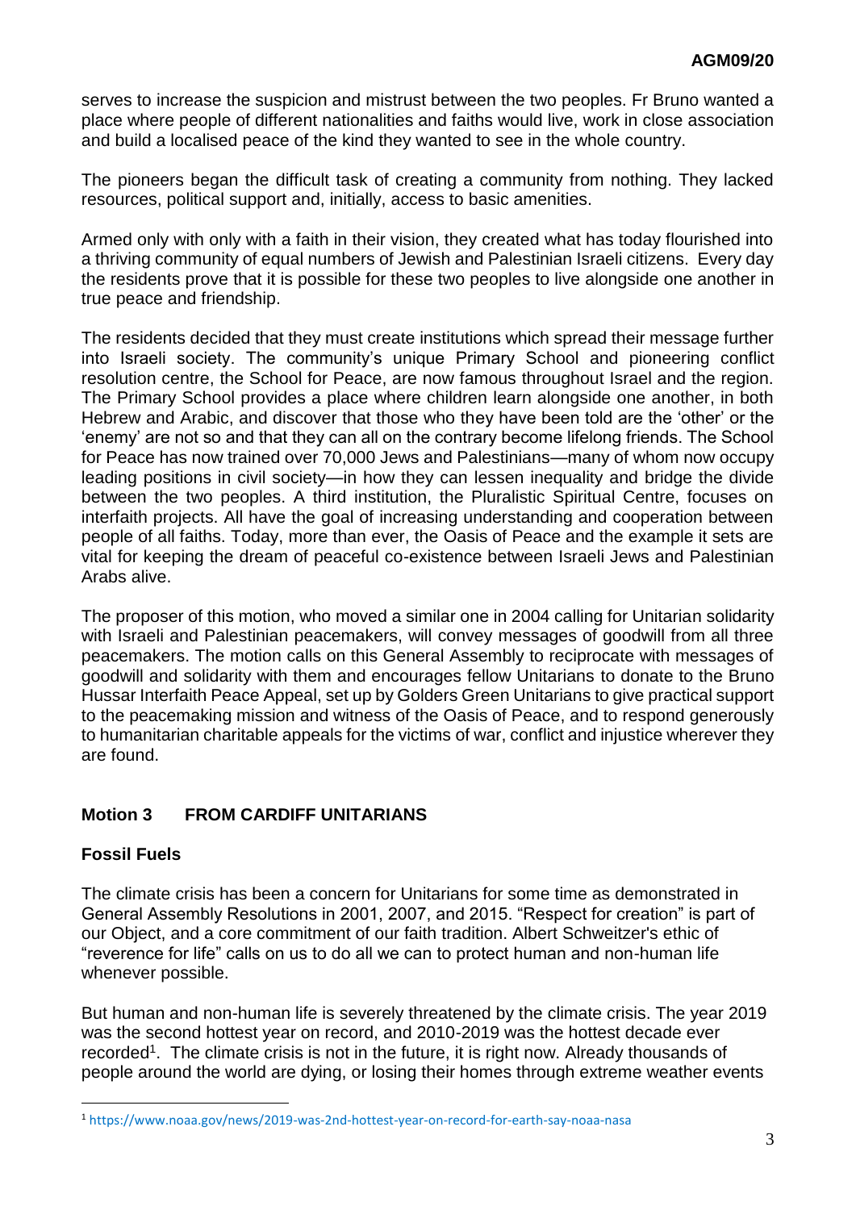serves to increase the suspicion and mistrust between the two peoples. Fr Bruno wanted a place where people of different nationalities and faiths would live, work in close association and build a localised peace of the kind they wanted to see in the whole country.

The pioneers began the difficult task of creating a community from nothing. They lacked resources, political support and, initially, access to basic amenities.

Armed only with only with a faith in their vision, they created what has today flourished into a thriving community of equal numbers of Jewish and Palestinian Israeli citizens. Every day the residents prove that it is possible for these two peoples to live alongside one another in true peace and friendship.

The residents decided that they must create institutions which spread their message further into Israeli society. The community's unique Primary School and pioneering conflict resolution centre, the School for Peace, are now famous throughout Israel and the region. The Primary School provides a place where children learn alongside one another, in both Hebrew and Arabic, and discover that those who they have been told are the 'other' or the 'enemy' are not so and that they can all on the contrary become lifelong friends. The School for Peace has now trained over 70,000 Jews and Palestinians—many of whom now occupy leading positions in civil society—in how they can lessen inequality and bridge the divide between the two peoples. A third institution, the Pluralistic Spiritual Centre, focuses on interfaith projects. All have the goal of increasing understanding and cooperation between people of all faiths. Today, more than ever, the Oasis of Peace and the example it sets are vital for keeping the dream of peaceful co-existence between Israeli Jews and Palestinian Arabs alive.

The proposer of this motion, who moved a similar one in 2004 calling for Unitarian solidarity with Israeli and Palestinian peacemakers, will convey messages of goodwill from all three peacemakers. The motion calls on this General Assembly to reciprocate with messages of goodwill and solidarity with them and encourages fellow Unitarians to donate to the Bruno Hussar Interfaith Peace Appeal, set up by Golders Green Unitarians to give practical support to the peacemaking mission and witness of the Oasis of Peace, and to respond generously to humanitarian charitable appeals for the victims of war, conflict and injustice wherever they are found.

## Motion 3 FROM CARDIFF UNITARIANS

### Fossil Fuels

The climate crisis has been a concern for Unitarians for some time as demonstrated in General Assembly Resolutions in 2001, 2007, and 2015. "Respect for creation" is part of our Object, and a core commitment of our faith tradition. Albert Schweitzer's ethic of "reverence for life" calls on us to do all we can to protect human and non-human life whenever possible.

But human and non-human life is severely threatened by the climate crisis. The year 2019 was the second hottest year on record, and 2010-2019 was the hottest decade ever recorded[1]. The climate crisis is not in the future, it is right now. Already thousands of people around the world are dying, or losing their homes through extreme weather events

[1] https://www.noaa.gov/news/2019-was-2nd-hottest-year-on-record-for-earth-say-noaa-nasa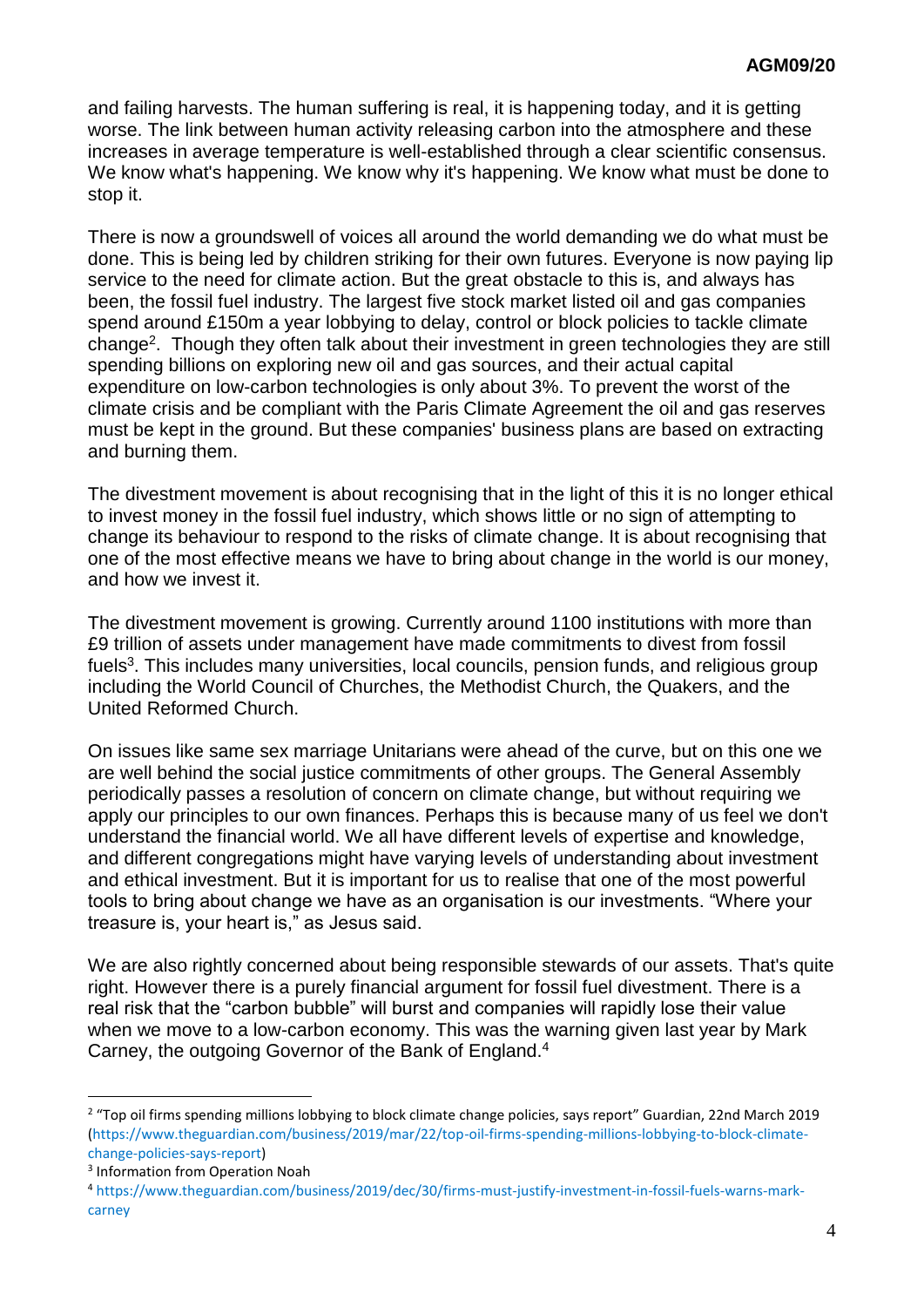and failing harvests. The human suffering is real, it is happening today, and it is getting worse. The link between human activity releasing carbon into the atmosphere and these increases in average temperature is well-established through a clear scientific consensus. We know what's happening. We know why it's happening. We know what must be done to stop it.

There is now a groundswell of voices all around the world demanding we do what must be done. This is being led by children striking for their own futures. Everyone is now paying lip service to the need for climate action. But the great obstacle to this is, and always has been, the fossil fuel industry. The largest five stock market listed oil and gas companies spend around £150m a year lobbying to delay, control or block policies to tackle climate change[2]. Though they often talk about their investment in green technologies they are still spending billions on exploring new oil and gas sources, and their actual capital expenditure on low-carbon technologies is only about 3%. To prevent the worst of the climate crisis and be compliant with the Paris Climate Agreement the oil and gas reserves must be kept in the ground. But these companies' business plans are based on extracting and burning them.

The divestment movement is about recognising that in the light of this it is no longer ethical to invest money in the fossil fuel industry, which shows little or no sign of attempting to change its behaviour to respond to the risks of climate change. It is about recognising that one of the most effective means we have to bring about change in the world is our money, and how we invest it.

The divestment movement is growing. Currently around 1100 institutions with more than £9 trillion of assets under management have made commitments to divest from fossil fuels[3]. This includes many universities, local councils, pension funds, and religious group including the World Council of Churches, the Methodist Church, the Quakers, and the United Reformed Church.

On issues like same sex marriage Unitarians were ahead of the curve, but on this one we are well behind the social justice commitments of other groups. The General Assembly periodically passes a resolution of concern on climate change, but without requiring we apply our principles to our own finances. Perhaps this is because many of us feel we don't understand the financial world. We all have different levels of expertise and knowledge, and different congregations might have varying levels of understanding about investment and ethical investment. But it is important for us to realise that one of the most powerful tools to bring about change we have as an organisation is our investments. "Where your treasure is, your heart is," as Jesus said.

We are also rightly concerned about being responsible stewards of our assets. That's quite right. However there is a purely financial argument for fossil fuel divestment. There is a real risk that the "carbon bubble" will burst and companies will rapidly lose their value when we move to a low-carbon economy. This was the warning given last year by Mark Carney, the outgoing Governor of the Bank of England.[4]

---

[2] "Top oil firms spending millions lobbying to block climate change policies, says report" Guardian, 22nd March 2019 (https://www.theguardian.com/business/2019/mar/22/top-oil-firms-spending-millions-lobbying-to-block-climate-change-policies-says-report)

[3] Information from Operation Noah

[4] https://www.theguardian.com/business/2019/dec/30/firms-must-justify-investment-in-fossil-fuels-warns-mark-carney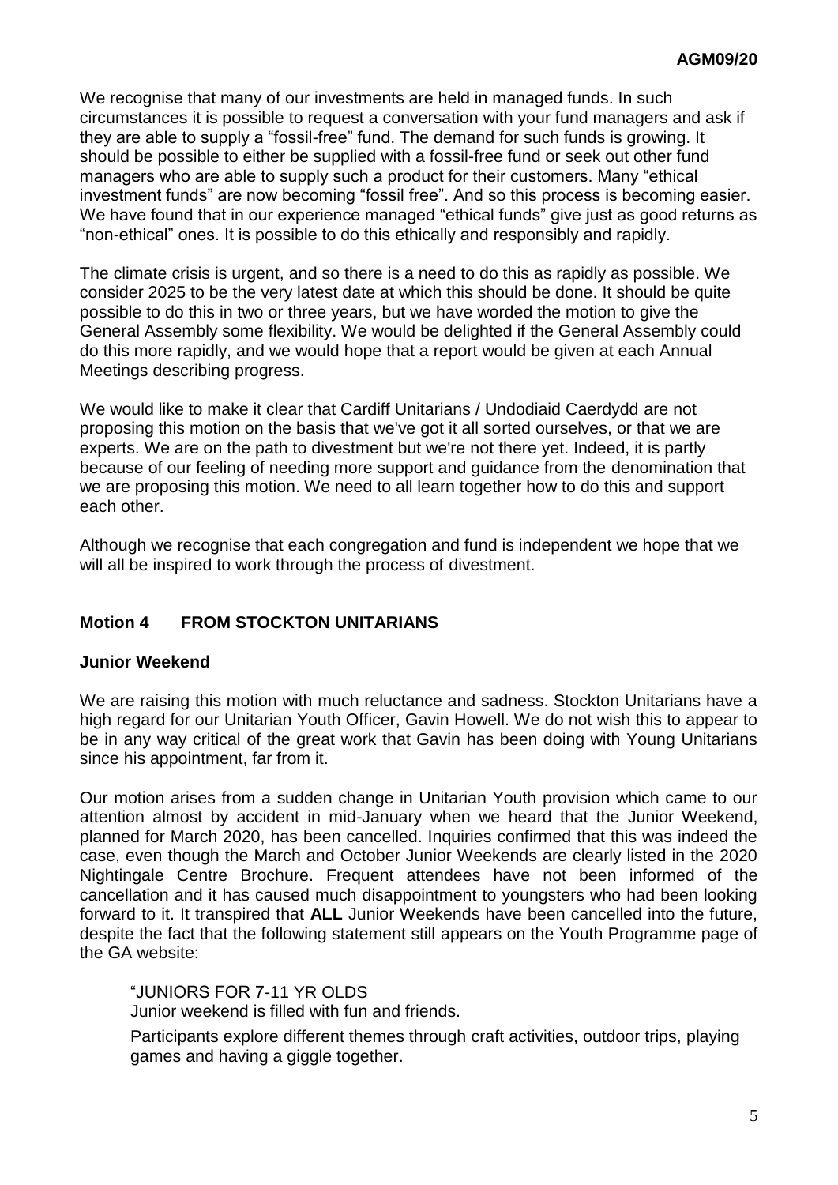We recognise that many of our investments are held in managed funds. In such circumstances it is possible to request a conversation with your fund managers and ask if they are able to supply a "fossil-free" fund. The demand for such funds is growing. It should be possible to either be supplied with a fossil-free fund or seek out other fund managers who are able to supply such a product for their customers. Many "ethical investment funds" are now becoming "fossil free". And so this process is becoming easier. We have found that in our experience managed "ethical funds" give just as good returns as "non-ethical" ones. It is possible to do this ethically and responsibly and rapidly.

The climate crisis is urgent, and so there is a need to do this as rapidly as possible. We consider 2025 to be the very latest date at which this should be done. It should be quite possible to do this in two or three years, but we have worded the motion to give the General Assembly some flexibility. We would be delighted if the General Assembly could do this more rapidly, and we would hope that a report would be given at each Annual Meetings describing progress.

We would like to make it clear that Cardiff Unitarians / Undodiaid Caerdydd are not proposing this motion on the basis that we've got it all sorted ourselves, or that we are experts. We are on the path to divestment but we're not there yet. Indeed, it is partly because of our feeling of needing more support and guidance from the denomination that we are proposing this motion. We need to all learn together how to do this and support each other.

Although we recognise that each congregation and fund is independent we hope that we will all be inspired to work through the process of divestment.

## Motion 4 FROM STOCKTON UNITARIANS

### Junior Weekend

We are raising this motion with much reluctance and sadness. Stockton Unitarians have a high regard for our Unitarian Youth Officer, Gavin Howell. We do not wish this to appear to be in any way critical of the great work that Gavin has been doing with Young Unitarians since his appointment, far from it.

Our motion arises from a sudden change in Unitarian Youth provision which came to our attention almost by accident in mid-January when we heard that the Junior Weekend, planned for March 2020, has been cancelled. Inquiries confirmed that this was indeed the case, even though the March and October Junior Weekends are clearly listed in the 2020 Nightingale Centre Brochure. Frequent attendees have not been informed of the cancellation and it has caused much disappointment to youngsters who had been looking forward to it. It transpired that **ALL** Junior Weekends have been cancelled into the future, despite the fact that the following statement still appears on the Youth Programme page of the GA website:

> "JUNIORS FOR 7-11 YR OLDS
> Junior weekend is filled with fun and friends.
>
> Participants explore different themes through craft activities, outdoor trips, playing games and having a giggle together.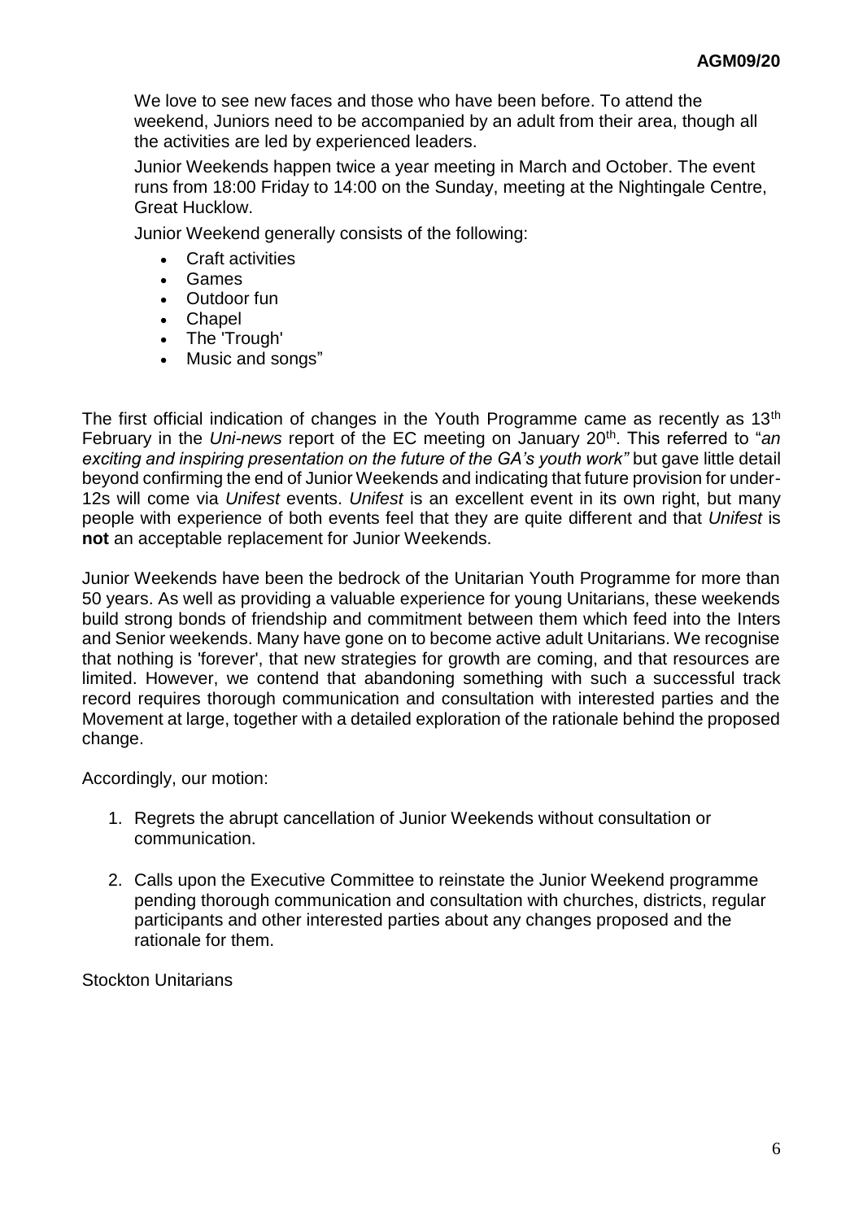We love to see new faces and those who have been before. To attend the weekend, Juniors need to be accompanied by an adult from their area, though all the activities are led by experienced leaders.

Junior Weekends happen twice a year meeting in March and October. The event runs from 18:00 Friday to 14:00 on the Sunday, meeting at the Nightingale Centre, Great Hucklow.

Junior Weekend generally consists of the following:

- Craft activities
- Games
- Outdoor fun
- Chapel
- The 'Trough'
- Music and songs"

The first official indication of changes in the Youth Programme came as recently as 13th February in the *Uni-news* report of the EC meeting on January 20th. This referred to "*an exciting and inspiring presentation on the future of the GA's youth work"* but gave little detail beyond confirming the end of Junior Weekends and indicating that future provision for under-12s will come via *Unifest* events. *Unifest* is an excellent event in its own right, but many people with experience of both events feel that they are quite different and that *Unifest* is **not** an acceptable replacement for Junior Weekends.

Junior Weekends have been the bedrock of the Unitarian Youth Programme for more than 50 years. As well as providing a valuable experience for young Unitarians, these weekends build strong bonds of friendship and commitment between them which feed into the Inters and Senior weekends. Many have gone on to become active adult Unitarians. We recognise that nothing is 'forever', that new strategies for growth are coming, and that resources are limited. However, we contend that abandoning something with such a successful track record requires thorough communication and consultation with interested parties and the Movement at large, together with a detailed exploration of the rationale behind the proposed change.

Accordingly, our motion:

1. Regrets the abrupt cancellation of Junior Weekends without consultation or communication.

2. Calls upon the Executive Committee to reinstate the Junior Weekend programme pending thorough communication and consultation with churches, districts, regular participants and other interested parties about any changes proposed and the rationale for them.

Stockton Unitarians